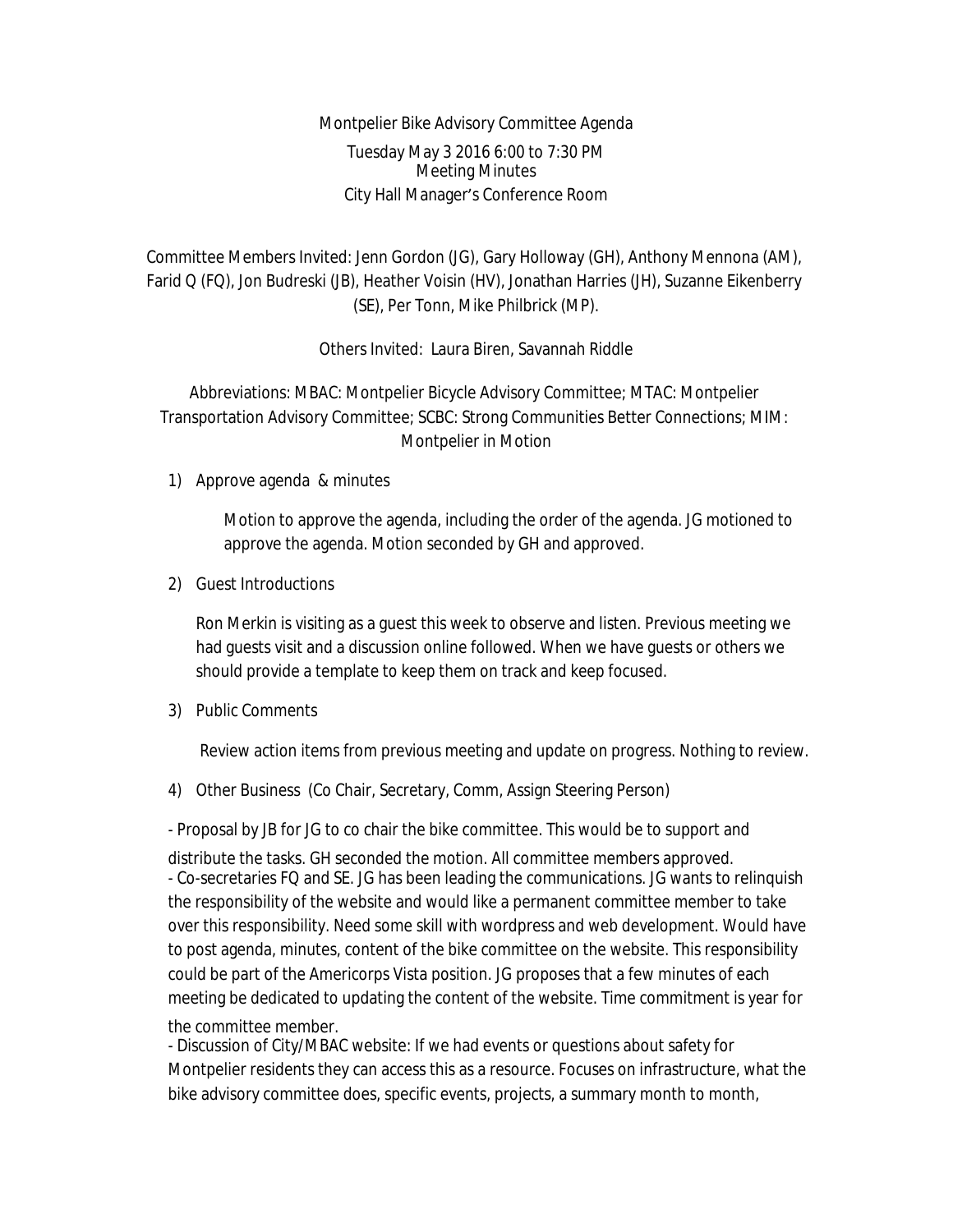Montpelier Bike Advisory Committee Agenda

Tuesday May 3 2016 6:00 to 7:30 PM

Meeting Minutes

City Hall Manager's Conference Room

Committee Members Invited: Jenn Gordon (JG), Gary Holloway (GH), Anthony Mennona (AM), Farid Q (FQ), Jon Budreski (JB), Heather Voisin (HV), Jonathan Harries (JH), Suzanne Eikenberry (SE), Per Tonn, Mike Philbrick (MP).

Others Invited: Laura Biren, Savannah Riddle

Abbreviations: MBAC: Montpelier Bicycle Advisory Committee; MTAC: Montpelier Transportation Advisory Committee; SCBC: Strong Communities Better Connections; MIM: Montpelier in Motion

1) Approve agenda & minutes

   Motion to approve the agenda, including the order of the agenda. JG motioned to approve the agenda. Motion seconded by GH and approved.

2) Guest Introductions

   Ron Merkin is visiting as a guest this week to observe and listen. Previous meeting we had guests visit and a discussion online followed. When we have guests or others we should provide a template to keep them on track and keep focused.

3) Public Comments

   Review action items from previous meeting and update on progress. Nothing to review.

4) Other Business (Co Chair, Secretary, Comm, Assign Steering Person)

- Proposal by JB for JG to co chair the bike committee. This would be to support and distribute the tasks. GH seconded the motion. All committee members approved.
- Co-secretaries FQ and SE. JG has been leading the communications. JG wants to relinquish the responsibility of the website and would like a permanent committee member to take over this responsibility. Need some skill with wordpress and web development. Would have to post agenda, minutes, content of the bike committee on the website. This responsibility could be part of the Americorps Vista position. JG proposes that a few minutes of each meeting be dedicated to updating the content of the website. Time commitment is year for the committee member.
- Discussion of City/MBAC website: If we had events or questions about safety for Montpelier residents they can access this as a resource. Focuses on infrastructure, what the bike advisory committee does, specific events, projects, a summary month to month,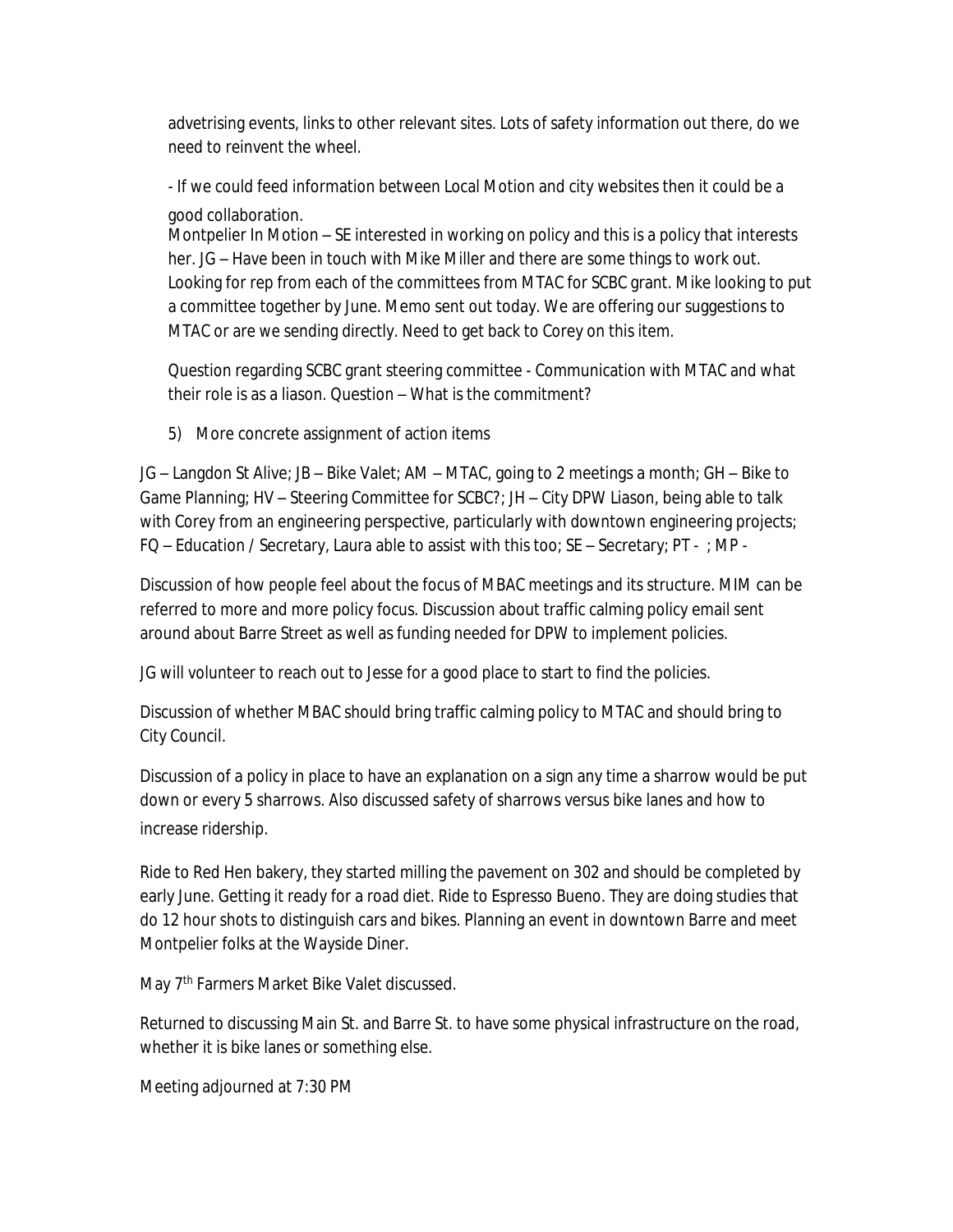advetrising events, links to other relevant sites. Lots of safety information out there, do we need to reinvent the wheel.

- If we could feed information between Local Motion and city websites then it could be a good collaboration.

Montpelier In Motion – SE interested in working on policy and this is a policy that interests her. JG – Have been in touch with Mike Miller and there are some things to work out. Looking for rep from each of the committees from MTAC for SCBC grant. Mike looking to put a committee together by June. Memo sent out today. We are offering our suggestions to MTAC or are we sending directly. Need to get back to Corey on this item.

Question regarding SCBC grant steering committee - Communication with MTAC and what their role is as a liason. Question – What is the commitment?

5) More concrete assignment of action items

JG – Langdon St Alive; JB – Bike Valet; AM – MTAC, going to 2 meetings a month; GH – Bike to Game Planning; HV – Steering Committee for SCBC?; JH – City DPW Liason, being able to talk with Corey from an engineering perspective, particularly with downtown engineering projects; FQ – Education / Secretary, Laura able to assist with this too; SE – Secretary; PT - ; MP -

Discussion of how people feel about the focus of MBAC meetings and its structure. MIM can be referred to more and more policy focus. Discussion about traffic calming policy email sent around about Barre Street as well as funding needed for DPW to implement policies.

JG will volunteer to reach out to Jesse for a good place to start to find the policies.

Discussion of whether MBAC should bring traffic calming policy to MTAC and should bring to City Council.

Discussion of a policy in place to have an explanation on a sign any time a sharrow would be put down or every 5 sharrows. Also discussed safety of sharrows versus bike lanes and how to increase ridership.

Ride to Red Hen bakery, they started milling the pavement on 302 and should be completed by early June. Getting it ready for a road diet. Ride to Espresso Bueno. They are doing studies that do 12 hour shots to distinguish cars and bikes. Planning an event in downtown Barre and meet Montpelier folks at the Wayside Diner.

May 7th Farmers Market Bike Valet discussed.

Returned to discussing Main St. and Barre St. to have some physical infrastructure on the road, whether it is bike lanes or something else.

Meeting adjourned at 7:30 PM